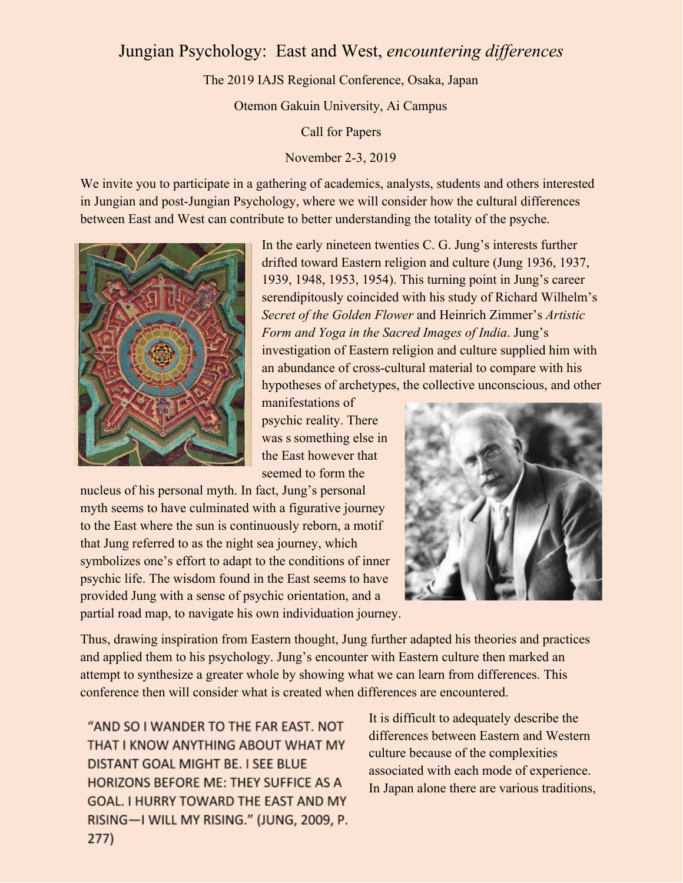# Jungian Psychology: East and West, *encountering differences*

The 2019 IAJS Regional Conference, Osaka, Japan

Otemon Gakuin University, Ai Campus

Call for Papers

November 2-3, 2019

We invite you to participate in a gathering of academics, analysts, students and others interested in Jungian and post-Jungian Psychology, where we will consider how the cultural differences between East and West can contribute to better understanding the totality of the psyche.

In the early nineteen twenties C. G. Jung's interests further drifted toward Eastern religion and culture (Jung 1936, 1937, 1939, 1948, 1953, 1954). This turning point in Jung's career serendipitously coincided with his study of Richard Wilhelm's *Secret of the Golden Flower* and Heinrich Zimmer's *Artistic Form and Yoga in the Sacred Images of India*. Jung's investigation of Eastern religion and culture supplied him with an abundance of cross-cultural material to compare with his hypotheses of archetypes, the collective unconscious, and other manifestations of psychic reality. There was s something else in the East however that seemed to form the nucleus of his personal myth. In fact, Jung's personal myth seems to have culminated with a figurative journey to the East where the sun is continuously reborn, a motif that Jung referred to as the night sea journey, which symbolizes one's effort to adapt to the conditions of inner psychic life. The wisdom found in the East seems to have provided Jung with a sense of psychic orientation, and a partial road map, to navigate his own individuation journey.

Thus, drawing inspiration from Eastern thought, Jung further adapted his theories and practices and applied them to his psychology. Jung's encounter with Eastern culture then marked an attempt to synthesize a greater whole by showing what we can learn from differences. This conference then will consider what is created when differences are encountered.

> "AND SO I WANDER TO THE FAR EAST. NOT THAT I KNOW ANYTHING ABOUT WHAT MY DISTANT GOAL MIGHT BE. I SEE BLUE HORIZONS BEFORE ME: THEY SUFFICE AS A GOAL. I HURRY TOWARD THE EAST AND MY RISING—I WILL MY RISING." (JUNG, 2009, P. 277)

It is difficult to adequately describe the differences between Eastern and Western culture because of the complexities associated with each mode of experience. In Japan alone there are various traditions,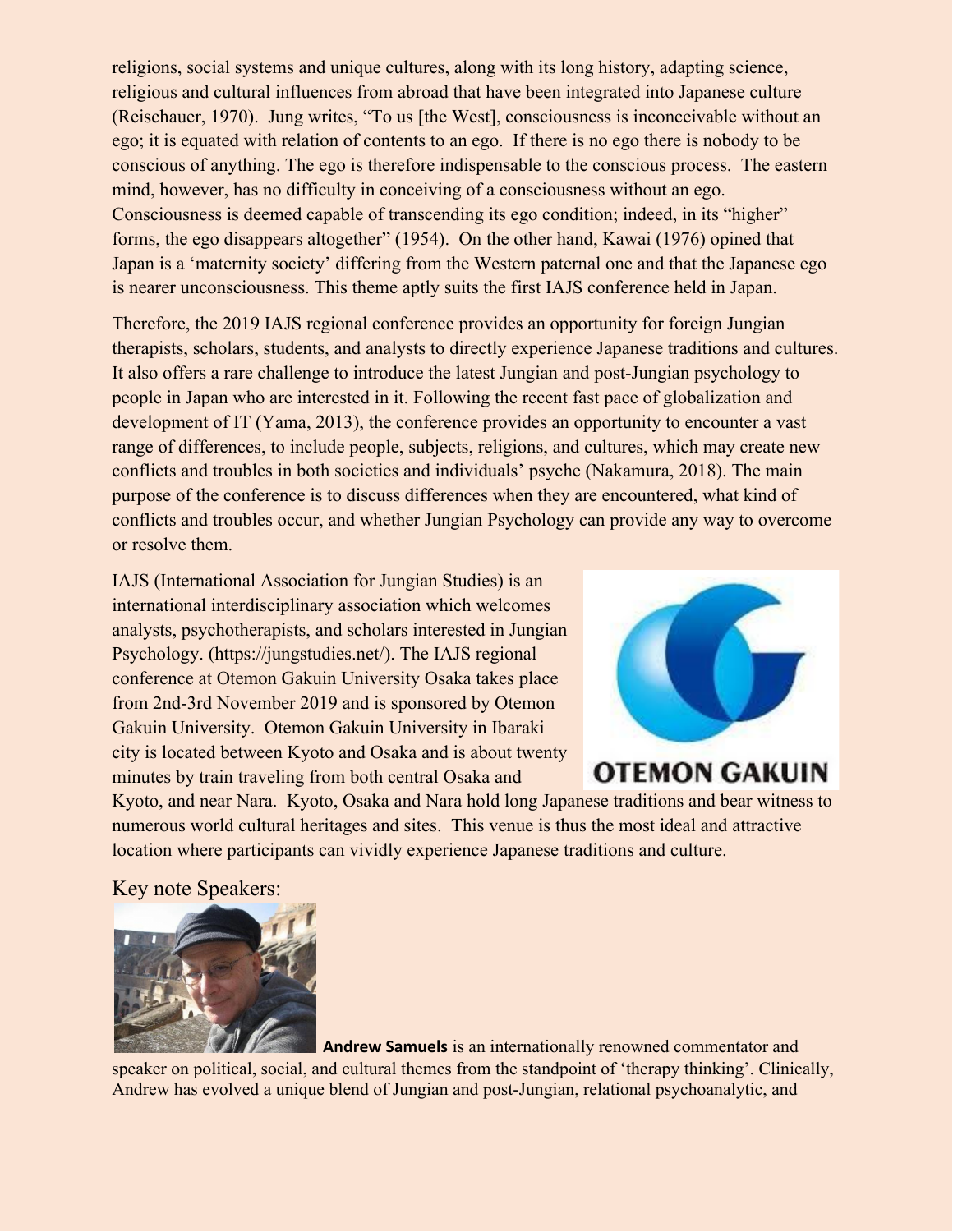religions, social systems and unique cultures, along with its long history, adapting science, religious and cultural influences from abroad that have been integrated into Japanese culture (Reischauer, 1970). Jung writes, "To us [the West], consciousness is inconceivable without an ego; it is equated with relation of contents to an ego. If there is no ego there is nobody to be conscious of anything. The ego is therefore indispensable to the conscious process. The eastern mind, however, has no difficulty in conceiving of a consciousness without an ego. Consciousness is deemed capable of transcending its ego condition; indeed, in its "higher" forms, the ego disappears altogether" (1954). On the other hand, Kawai (1976) opined that Japan is a 'maternity society' differing from the Western paternal one and that the Japanese ego is nearer unconsciousness. This theme aptly suits the first IAJS conference held in Japan.

Therefore, the 2019 IAJS regional conference provides an opportunity for foreign Jungian therapists, scholars, students, and analysts to directly experience Japanese traditions and cultures. It also offers a rare challenge to introduce the latest Jungian and post-Jungian psychology to people in Japan who are interested in it. Following the recent fast pace of globalization and development of IT (Yama, 2013), the conference provides an opportunity to encounter a vast range of differences, to include people, subjects, religions, and cultures, which may create new conflicts and troubles in both societies and individuals' psyche (Nakamura, 2018). The main purpose of the conference is to discuss differences when they are encountered, what kind of conflicts and troubles occur, and whether Jungian Psychology can provide any way to overcome or resolve them.

IAJS (International Association for Jungian Studies) is an international interdisciplinary association which welcomes analysts, psychotherapists, and scholars interested in Jungian Psychology. (https://jungstudies.net/). The IAJS regional conference at Otemon Gakuin University Osaka takes place from 2nd-3rd November 2019 and is sponsored by Otemon Gakuin University. Otemon Gakuin University in Ibaraki city is located between Kyoto and Osaka and is about twenty minutes by train traveling from both central Osaka and Kyoto, and near Nara. Kyoto, Osaka and Nara hold long Japanese traditions and bear witness to numerous world cultural heritages and sites. This venue is thus the most ideal and attractive location where participants can vividly experience Japanese traditions and culture.

OTEMON GAKUIN

## Key note Speakers:

**Andrew Samuels** is an internationally renowned commentator and speaker on political, social, and cultural themes from the standpoint of 'therapy thinking'. Clinically, Andrew has evolved a unique blend of Jungian and post-Jungian, relational psychoanalytic, and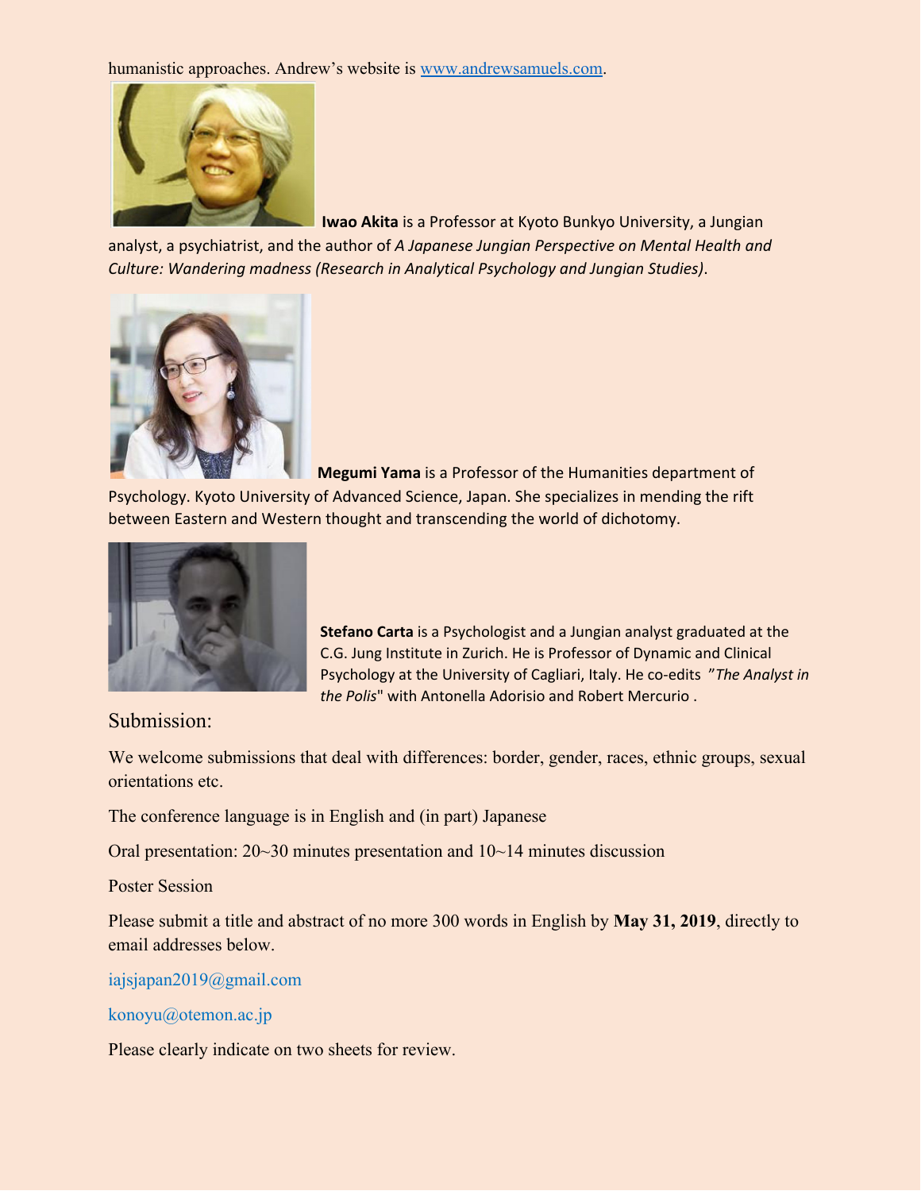humanistic approaches. Andrew's website is [www.andrewsamuels.com](http://www.andrewsamuels.com).

**Iwao Akita** is a Professor at Kyoto Bunkyo University, a Jungian analyst, a psychiatrist, and the author of *A Japanese Jungian Perspective on Mental Health and Culture: Wandering madness (Research in Analytical Psychology and Jungian Studies)*.

**Megumi Yama** is a Professor of the Humanities department of Psychology. Kyoto University of Advanced Science, Japan. She specializes in mending the rift between Eastern and Western thought and transcending the world of dichotomy.

**Stefano Carta** is a Psychologist and a Jungian analyst graduated at the C.G. Jung Institute in Zurich. He is Professor of Dynamic and Clinical Psychology at the University of Cagliari, Italy. He co-edits "*The Analyst in the Polis*" with Antonella Adorisio and Robert Mercurio .

## Submission:

We welcome submissions that deal with differences: border, gender, races, ethnic groups, sexual orientations etc.

The conference language is in English and (in part) Japanese

Oral presentation: 20~30 minutes presentation and 10~14 minutes discussion

Poster Session

Please submit a title and abstract of no more 300 words in English by **May 31, 2019**, directly to email addresses below.

iajsjapan2019@gmail.com

konoyu@otemon.ac.jp

Please clearly indicate on two sheets for review.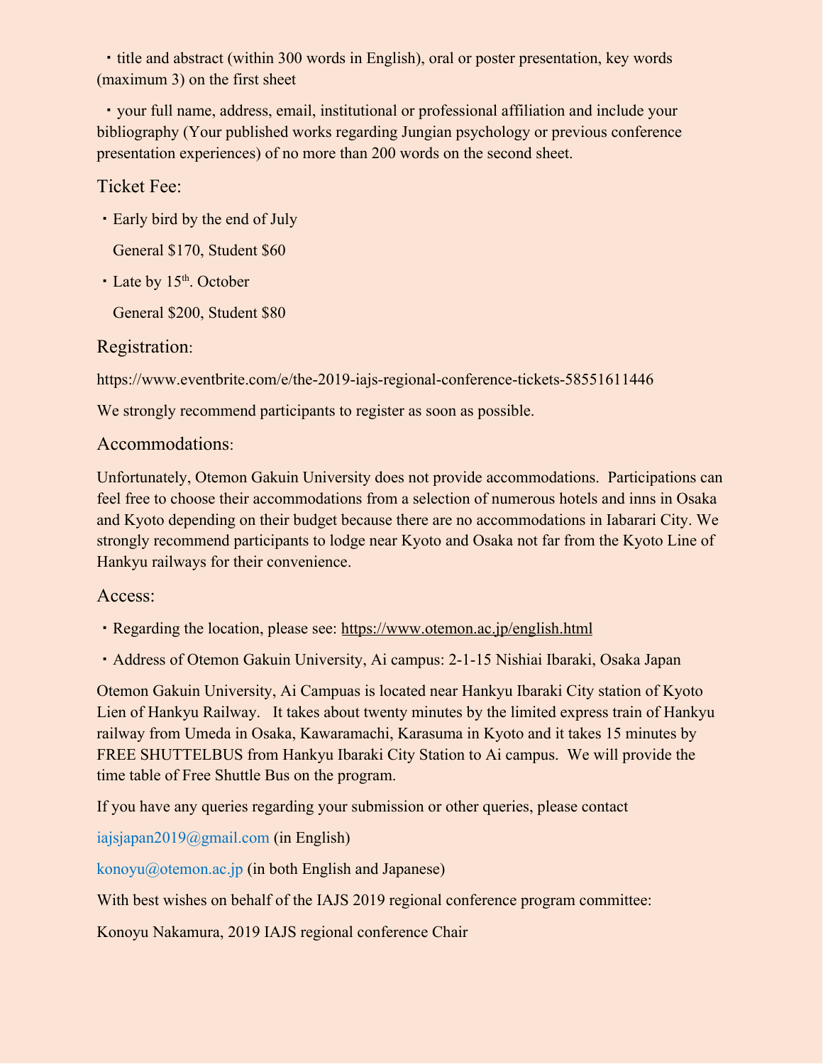・title and abstract (within 300 words in English), oral or poster presentation, key words (maximum 3) on the first sheet

・your full name, address, email, institutional or professional affiliation and include your bibliography (Your published works regarding Jungian psychology or previous conference presentation experiences) of no more than 200 words on the second sheet.

## Ticket Fee:

・Early bird by the end of July

General $170, Student $60

・Late by 15th. October

General $200, Student $80

## Registration:

https://www.eventbrite.com/e/the-2019-iajs-regional-conference-tickets-58551611446

We strongly recommend participants to register as soon as possible.

## Accommodations:

Unfortunately, Otemon Gakuin University does not provide accommodations. Participations can feel free to choose their accommodations from a selection of numerous hotels and inns in Osaka and Kyoto depending on their budget because there are no accommodations in Iabarari City. We strongly recommend participants to lodge near Kyoto and Osaka not far from the Kyoto Line of Hankyu railways for their convenience.

## Access:

・Regarding the location, please see: https://www.otemon.ac.jp/english.html

・Address of Otemon Gakuin University, Ai campus: 2-1-15 Nishiai Ibaraki, Osaka Japan

Otemon Gakuin University, Ai Campuas is located near Hankyu Ibaraki City station of Kyoto Lien of Hankyu Railway. It takes about twenty minutes by the limited express train of Hankyu railway from Umeda in Osaka, Kawaramachi, Karasuma in Kyoto and it takes 15 minutes by FREE SHUTTELBUS from Hankyu Ibaraki City Station to Ai campus. We will provide the time table of Free Shuttle Bus on the program.

If you have any queries regarding your submission or other queries, please contact

iajsjapan2019@gmail.com (in English)

konoyu@otemon.ac.jp (in both English and Japanese)

With best wishes on behalf of the IAJS 2019 regional conference program committee:

Konoyu Nakamura, 2019 IAJS regional conference Chair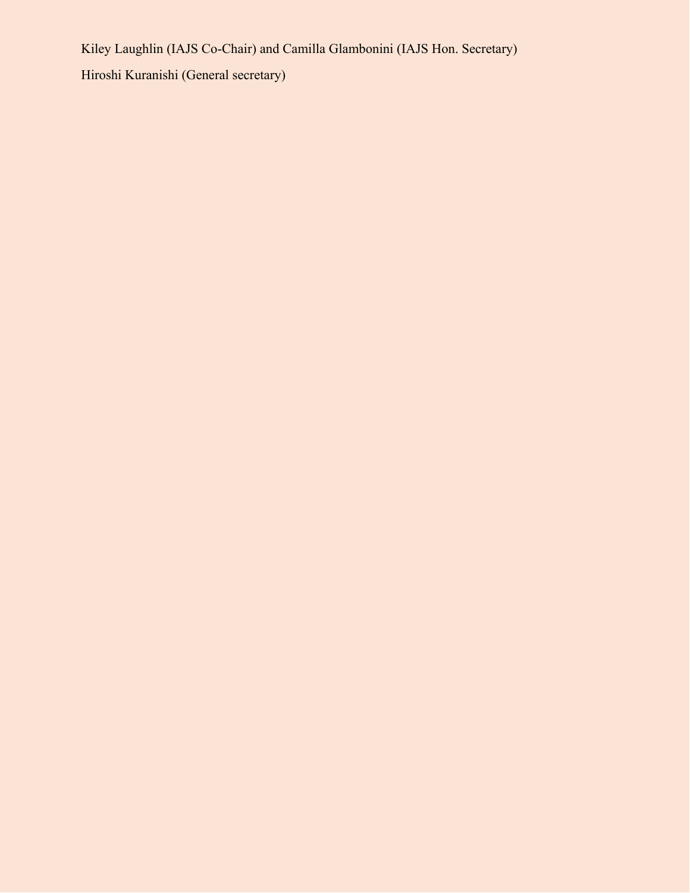Kiley Laughlin (IAJS Co-Chair) and Camilla Glambonini (IAJS Hon. Secretary)

Hiroshi Kuranishi (General secretary)